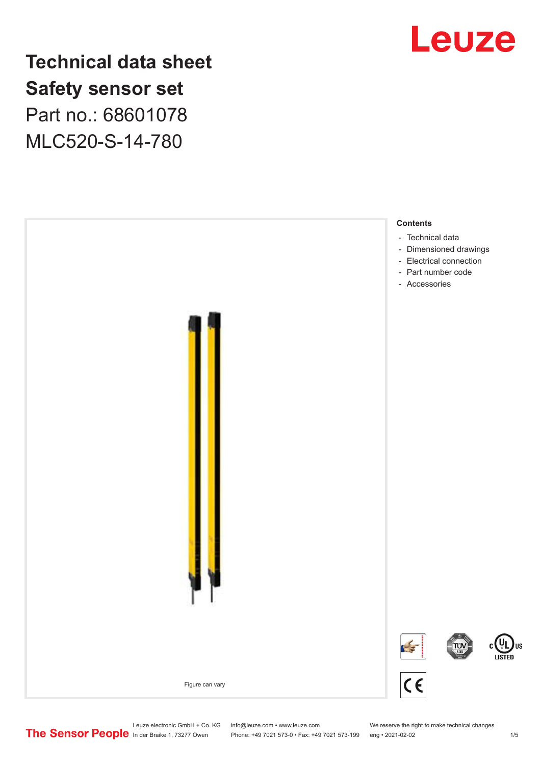# Technical data sheet
# Safety sensor set
## Part no.: 68601078
## MLC520-S-14-780

Figure can vary

**Contents**

- Technical data
- Dimensioned drawings
- Electrical connection
- Part number code
- Accessories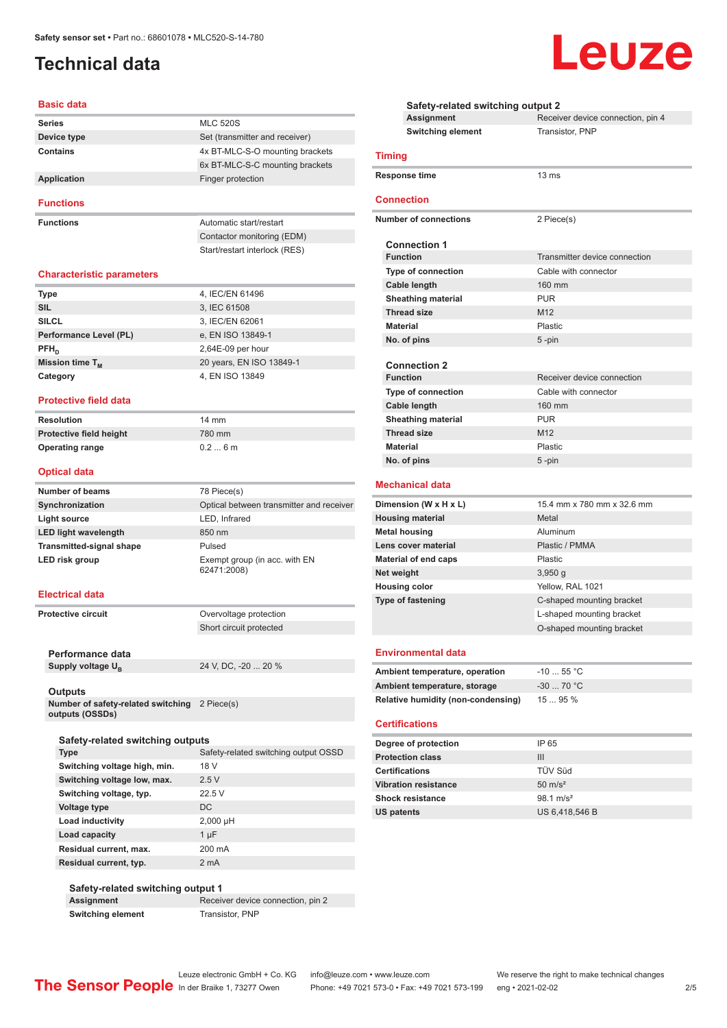# Technical data

## Basic data

| | |
|---|---|
| **Series** | MLC 520S |
| **Device type** | Set (transmitter and receiver) |
| **Contains** | 4x BT-MLC-S-O mounting brackets |
| | 6x BT-MLC-S-C mounting brackets |
| **Application** | Finger protection |

## Functions

| | |
|---|---|
| **Functions** | Automatic start/restart |
| | Contactor monitoring (EDM) |
| | Start/restart interlock (RES) |

## Characteristic parameters

| | |
|---|---|
| **Type** | 4, IEC/EN 61496 |
| **SIL** | 3, IEC 61508 |
| **SILCL** | 3, IEC/EN 62061 |
| **Performance Level (PL)** | e, EN ISO 13849-1 |
| **$PFH_D$** | 2,64E-09 per hour |
| **Mission time $T_M$** | 20 years, EN ISO 13849-1 |
| **Category** | 4, EN ISO 13849 |

## Protective field data

| | |
|---|---|
| **Resolution** | 14 mm |
| **Protective field height** | 780 mm |
| **Operating range** | 0.2 ... 6 m |

## Optical data

| | |
|---|---|
| **Number of beams** | 78 Piece(s) |
| **Synchronization** | Optical between transmitter and receiver |
| **Light source** | LED, Infrared |
| **LED light wavelength** | 850 nm |
| **Transmitted-signal shape** | Pulsed |
| **LED risk group** | Exempt group (in acc. with EN 62471:2008) |

## Electrical data

| | |
|---|---|
| **Protective circuit** | Overvoltage protection |
| | Short circuit protected |

### Performance data

| | |
|---|---|
| **Supply voltage $U_B$** | 24 V, DC, -20 ... 20 % |

### Outputs

| | |
|---|---|
| **Number of safety-related switching outputs (OSSDs)** | 2 Piece(s) |

#### Safety-related switching outputs

| | |
|---|---|
| **Type** | Safety-related switching output OSSD |
| **Switching voltage high, min.** | 18 V |
| **Switching voltage low, max.** | 2.5 V |
| **Switching voltage, typ.** | 22.5 V |
| **Voltage type** | DC |
| **Load inductivity** | 2,000 µH |
| **Load capacity** | 1 µF |
| **Residual current, max.** | 200 mA |
| **Residual current, typ.** | 2 mA |

##### Safety-related switching output 1

| | |
|---|---|
| **Assignment** | Receiver device connection, pin 2 |
| **Switching element** | Transistor, PNP |

##### Safety-related switching output 2

| | |
|---|---|
| **Assignment** | Receiver device connection, pin 4 |
| **Switching element** | Transistor, PNP |

## Timing

| | |
|---|---|
| **Response time** | 13 ms |

## Connection

| | |
|---|---|
| **Number of connections** | 2 Piece(s) |

### Connection 1

| | |
|---|---|
| **Function** | Transmitter device connection |
| **Type of connection** | Cable with connector |
| **Cable length** | 160 mm |
| **Sheathing material** | PUR |
| **Thread size** | M12 |
| **Material** | Plastic |
| **No. of pins** | 5 -pin |

### Connection 2

| | |
|---|---|
| **Function** | Receiver device connection |
| **Type of connection** | Cable with connector |
| **Cable length** | 160 mm |
| **Sheathing material** | PUR |
| **Thread size** | M12 |
| **Material** | Plastic |
| **No. of pins** | 5 -pin |

## Mechanical data

| | |
|---|---|
| **Dimension (W x H x L)** | 15.4 mm x 780 mm x 32.6 mm |
| **Housing material** | Metal |
| **Metal housing** | Aluminum |
| **Lens cover material** | Plastic / PMMA |
| **Material of end caps** | Plastic |
| **Net weight** | 3,950 g |
| **Housing color** | Yellow, RAL 1021 |
| **Type of fastening** | C-shaped mounting bracket |
| | L-shaped mounting bracket |
| | O-shaped mounting bracket |

## Environmental data

| | |
|---|---|
| **Ambient temperature, operation** | -10 ... 55 °C |
| **Ambient temperature, storage** | -30 ... 70 °C |
| **Relative humidity (non-condensing)** | 15 ... 95 % |

## Certifications

| | |
|---|---|
| **Degree of protection** | IP 65 |
| **Protection class** | III |
| **Certifications** | TÜV Süd |
| **Vibration resistance** | 50 m/s² |
| **Shock resistance** | 98.1 m/s² |
| **US patents** | US 6,418,546 B |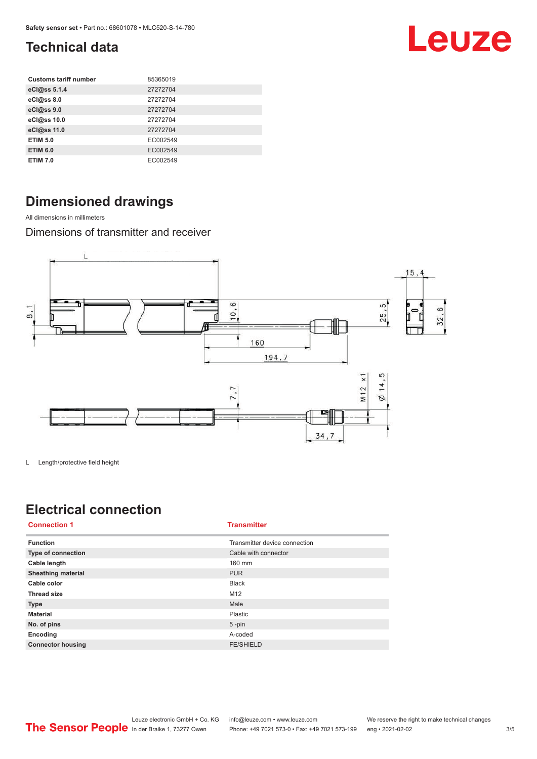# Technical data

| | |
|---|---|
| **Customs tariff number** | 85365019 |
| **eCl@ss 5.1.4** | 27272704 |
| **eCl@ss 8.0** | 27272704 |
| **eCl@ss 9.0** | 27272704 |
| **eCl@ss 10.0** | 27272704 |
| **eCl@ss 11.0** | 27272704 |
| **ETIM 5.0** | EC002549 |
| **ETIM 6.0** | EC002549 |
| **ETIM 7.0** | EC002549 |

# Dimensioned drawings

All dimensions in millimeters

## Dimensions of transmitter and receiver

L Length/protective field height

# Electrical connection

| **Connection 1** | **Transmitter** |
|---|---|
| **Function** | Transmitter device connection |
| **Type of connection** | Cable with connector |
| **Cable length** | 160 mm |
| **Sheathing material** | PUR |
| **Cable color** | Black |
| **Thread size** | M12 |
| **Type** | Male |
| **Material** | Plastic |
| **No. of pins** | 5 -pin |
| **Encoding** | A-coded |
| **Connector housing** | FE/SHIELD |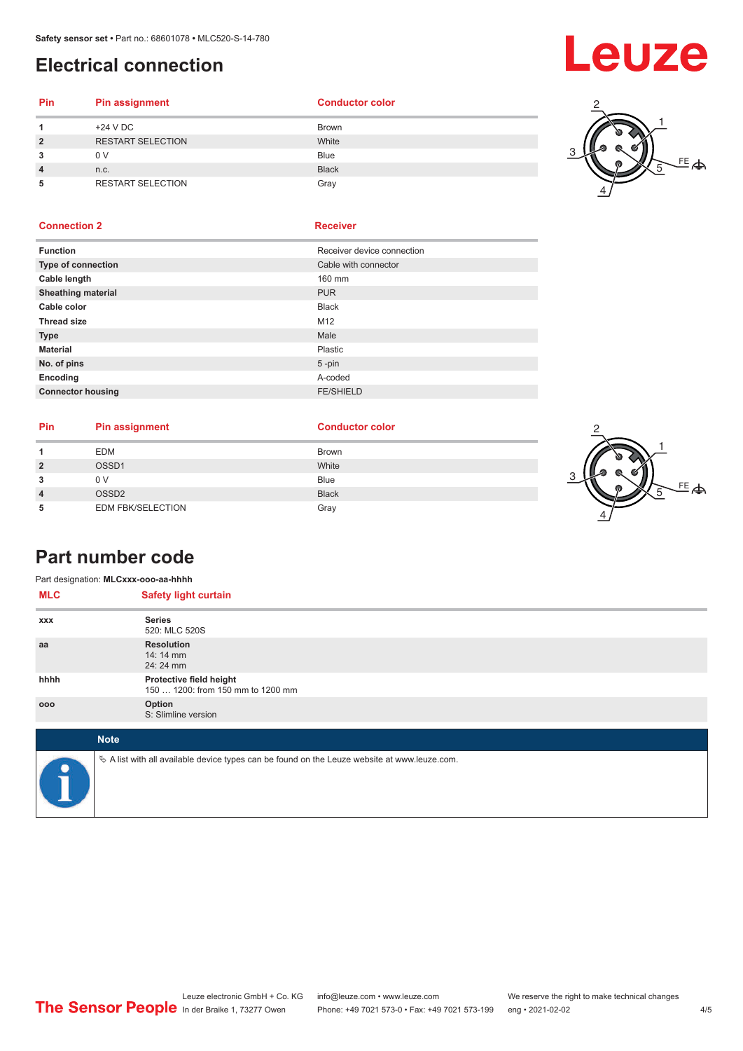# Electrical connection

| Pin | Pin assignment | Conductor color |
|---|---|---|
| 1 | +24 V DC | Brown |
| 2 | RESTART SELECTION | White |
| 3 | 0 V | Blue |
| 4 | n.c. | Black |
| 5 | RESTART SELECTION | Gray |

| Connection 2 | Receiver |
|---|---|
| **Function** | Receiver device connection |
| **Type of connection** | Cable with connector |
| **Cable length** | 160 mm |
| **Sheathing material** | PUR |
| **Cable color** | Black |
| **Thread size** | M12 |
| **Type** | Male |
| **Material** | Plastic |
| **No. of pins** | 5 -pin |
| **Encoding** | A-coded |
| **Connector housing** | FE/SHIELD |

| Pin | Pin assignment | Conductor color |
|---|---|---|
| 1 | EDM | Brown |
| 2 | OSSD1 | White |
| 3 | 0 V | Blue |
| 4 | OSSD2 | Black |
| 5 | EDM FBK/SELECTION | Gray |

# Part number code

Part designation: **MLCxxx-ooo-aa-hhhh**

| MLC | Safety light curtain |
|---|---|
| xxx | **Series**<br>520: MLC 520S |
| aa | **Resolution**<br>14: 14 mm<br>24: 24 mm |
| hhhh | **Protective field height**<br>150 … 1200: from 150 mm to 1200 mm |
| ooo | **Option**<br>S: Slimline version |

**Note**

✎ A list with all available device types can be found on the Leuze website at www.leuze.com.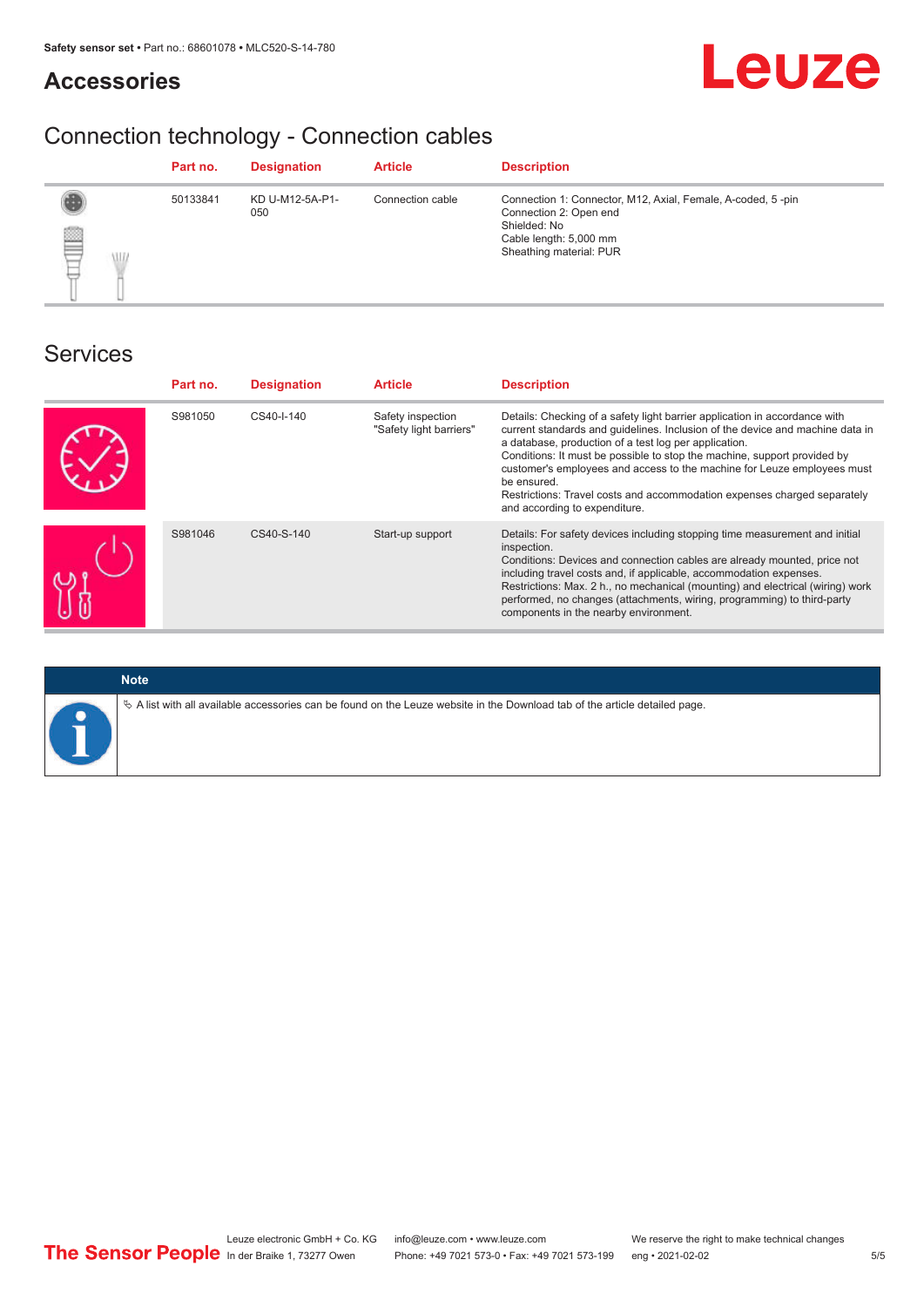## Accessories

# Connection technology - Connection cables

| | Part no. | Designation | Article | Description |
|---|---|---|---|---|
| | 50133841 | KD U-M12-5A-P1-050 | Connection cable | Connection 1: Connector, M12, Axial, Female, A-coded, 5 -pin<br>Connection 2: Open end<br>Shielded: No<br>Cable length: 5,000 mm<br>Sheathing material: PUR |

# Services

| | Part no. | Designation | Article | Description |
|---|---|---|---|---|
| | S981050 | CS40-I-140 | Safety inspection "Safety light barriers" | Details: Checking of a safety light barrier application in accordance with current standards and guidelines. Inclusion of the device and machine data in a database, production of a test log per application.<br>Conditions: It must be possible to stop the machine, support provided by customer's employees and access to the machine for Leuze employees must be ensured.<br>Restrictions: Travel costs and accommodation expenses charged separately and according to expenditure. |
| | S981046 | CS40-S-140 | Start-up support | Details: For safety devices including stopping time measurement and initial inspection.<br>Conditions: Devices and connection cables are already mounted, price not including travel costs and, if applicable, accommodation expenses.<br>Restrictions: Max. 2 h., no mechanical (mounting) and electrical (wiring) work performed, no changes (attachments, wiring, programming) to third-party components in the nearby environment. |

**Note**

↳ A list with all available accessories can be found on the Leuze website in the Download tab of the article detailed page.